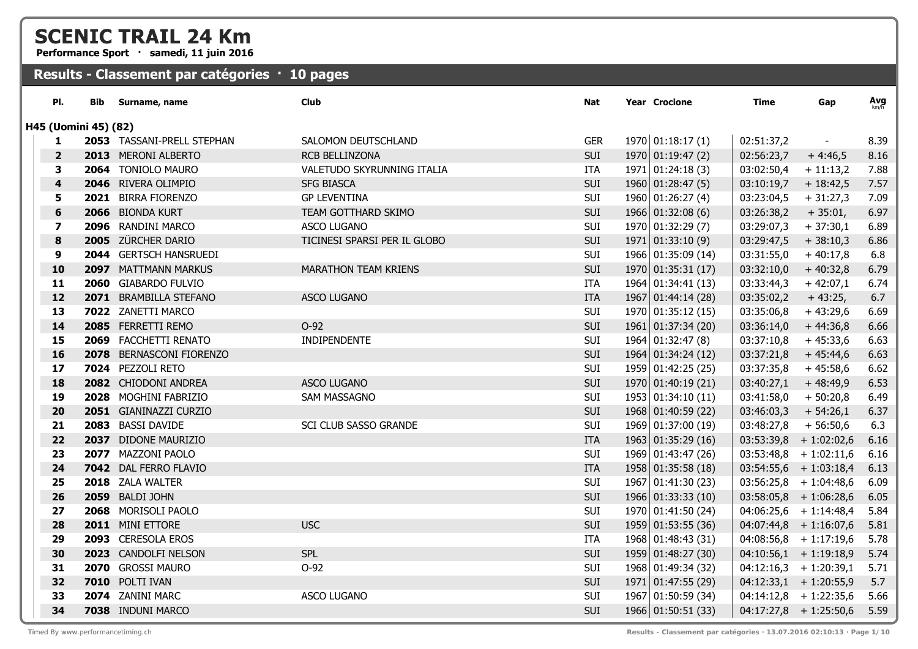# SCENIC TRAIL 24 Km

**Performance Sport · samedi, 11 juin 2016**

## Results - Classement par catégories · 10 pages

**H45 (Uomini 45) (82)**

| Pl. | Bib | Surname, name | Club | Nat | Year | Crocione | Time | Gap | Avg km/h |
|---|---|---|---|---|---|---|---|---|---|
| 1 | 2053 | TASSANI-PRELL STEPHAN | SALOMON DEUTSCHLAND | GER | 1970 | 01:18:17 (1) | 02:51:37,2 | - | 8.39 |
| 2 | 2013 | MERONI ALBERTO | RCB BELLINZONA | SUI | 1970 | 01:19:47 (2) | 02:56:23,7 | + 4:46,5 | 8.16 |
| 3 | 2064 | TONIOLO MAURO | VALETUDO SKYRUNNING ITALIA | ITA | 1971 | 01:24:18 (3) | 03:02:50,4 | + 11:13,2 | 7.88 |
| 4 | 2046 | RIVERA OLIMPIO | SFG BIASCA | SUI | 1960 | 01:28:47 (5) | 03:10:19,7 | + 18:42,5 | 7.57 |
| 5 | 2021 | BIRRA FIORENZO | GP LEVENTINA | SUI | 1960 | 01:26:27 (4) | 03:23:04,5 | + 31:27,3 | 7.09 |
| 6 | 2066 | BIONDA KURT | TEAM GOTTHARD SKIMO | SUI | 1966 | 01:32:08 (6) | 03:26:38,2 | + 35:01, | 6.97 |
| 7 | 2096 | RANDINI MARCO | ASCO LUGANO | SUI | 1970 | 01:32:29 (7) | 03:29:07,3 | + 37:30,1 | 6.89 |
| 8 | 2005 | ZÜRCHER DARIO | TICINESI SPARSI PER IL GLOBO | SUI | 1971 | 01:33:10 (9) | 03:29:47,5 | + 38:10,3 | 6.86 |
| 9 | 2044 | GERTSCH HANSRUEDI | | SUI | 1966 | 01:35:09 (14) | 03:31:55,0 | + 40:17,8 | 6.8 |
| 10 | 2097 | MATTMANN MARKUS | MARATHON TEAM KRIENS | SUI | 1970 | 01:35:31 (17) | 03:32:10,0 | + 40:32,8 | 6.79 |
| 11 | 2060 | GIABARDO FULVIO | | ITA | 1964 | 01:34:41 (13) | 03:33:44,3 | + 42:07,1 | 6.74 |
| 12 | 2071 | BRAMBILLA STEFANO | ASCO LUGANO | ITA | 1967 | 01:44:14 (28) | 03:35:02,2 | + 43:25, | 6.7 |
| 13 | 7022 | ZANETTI MARCO | | SUI | 1970 | 01:35:12 (15) | 03:35:06,8 | + 43:29,6 | 6.69 |
| 14 | 2085 | FERRETTI REMO | O-92 | SUI | 1961 | 01:37:34 (20) | 03:36:14,0 | + 44:36,8 | 6.66 |
| 15 | 2069 | FACCHETTI RENATO | INDIPENDENTE | SUI | 1964 | 01:32:47 (8) | 03:37:10,8 | + 45:33,6 | 6.63 |
| 16 | 2078 | BERNASCONI FIORENZO | | SUI | 1964 | 01:34:24 (12) | 03:37:21,8 | + 45:44,6 | 6.63 |
| 17 | 7024 | PEZZOLI RETO | | SUI | 1959 | 01:42:25 (25) | 03:37:35,8 | + 45:58,6 | 6.62 |
| 18 | 2082 | CHIODONI ANDREA | ASCO LUGANO | SUI | 1970 | 01:40:19 (21) | 03:40:27,1 | + 48:49,9 | 6.53 |
| 19 | 2028 | MOGHINI FABRIZIO | SAM MASSAGNO | SUI | 1953 | 01:34:10 (11) | 03:41:58,0 | + 50:20,8 | 6.49 |
| 20 | 2051 | GIANINAZZI CURZIO | | SUI | 1968 | 01:40:59 (22) | 03:46:03,3 | + 54:26,1 | 6.37 |
| 21 | 2083 | BASSI DAVIDE | SCI CLUB SASSO GRANDE | SUI | 1969 | 01:37:00 (19) | 03:48:27,8 | + 56:50,6 | 6.3 |
| 22 | 2037 | DIDONE MAURIZIO | | ITA | 1963 | 01:35:29 (16) | 03:53:39,8 | + 1:02:02,6 | 6.16 |
| 23 | 2077 | MAZZONI PAOLO | | SUI | 1969 | 01:43:47 (26) | 03:53:48,8 | + 1:02:11,6 | 6.16 |
| 24 | 7042 | DAL FERRO FLAVIO | | ITA | 1958 | 01:35:58 (18) | 03:54:55,6 | + 1:03:18,4 | 6.13 |
| 25 | 2018 | ZALA WALTER | | SUI | 1967 | 01:41:30 (23) | 03:56:25,8 | + 1:04:48,6 | 6.09 |
| 26 | 2059 | BALDI JOHN | | SUI | 1966 | 01:33:33 (10) | 03:58:05,8 | + 1:06:28,6 | 6.05 |
| 27 | 2068 | MORISOLI PAOLO | | SUI | 1970 | 01:41:50 (24) | 04:06:25,6 | + 1:14:48,4 | 5.84 |
| 28 | 2011 | MINI ETTORE | USC | SUI | 1959 | 01:53:55 (36) | 04:07:44,8 | + 1:16:07,6 | 5.81 |
| 29 | 2093 | CERESOLA EROS | | ITA | 1968 | 01:48:43 (31) | 04:08:56,8 | + 1:17:19,6 | 5.78 |
| 30 | 2023 | CANDOLFI NELSON | SPL | SUI | 1959 | 01:48:27 (30) | 04:10:56,1 | + 1:19:18,9 | 5.74 |
| 31 | 2070 | GROSSI MAURO | O-92 | SUI | 1968 | 01:49:34 (32) | 04:12:16,3 | + 1:20:39,1 | 5.71 |
| 32 | 7010 | POLTI IVAN | | SUI | 1971 | 01:47:55 (29) | 04:12:33,1 | + 1:20:55,9 | 5.7 |
| 33 | 2074 | ZANINI MARC | ASCO LUGANO | SUI | 1967 | 01:50:59 (34) | 04:14:12,8 | + 1:22:35,6 | 5.66 |
| 34 | 7038 | INDUNI MARCO | | SUI | 1966 | 01:50:51 (33) | 04:17:27,8 | + 1:25:50,6 | 5.59 |

Timed By www.performancetiming.ch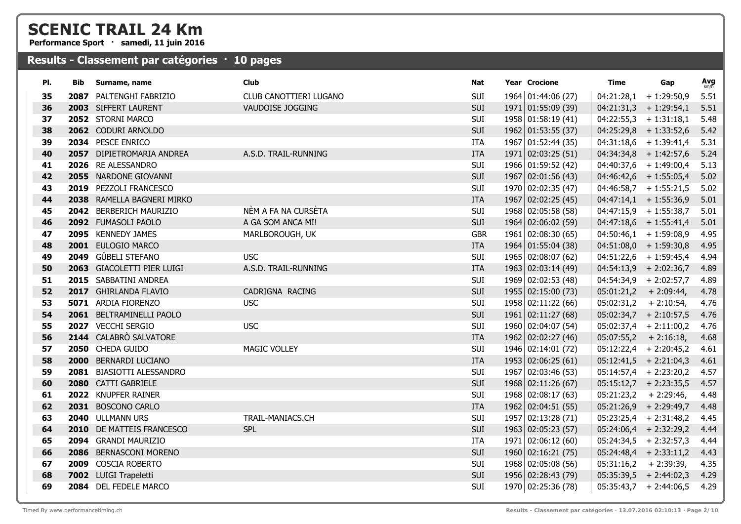# SCENIC TRAIL 24 Km

**Performance Sport · samedi, 11 juin 2016**

## Results - Classement par catégories · 10 pages

| Pl. | Bib | Surname, name | Club | Nat | Year | Crocione | Time | Gap | Avg km/h |
|---|---|---|---|---|---|---|---|---|---|
| 35 | 2087 | PALTENGHI FABRIZIO | CLUB CANOTTIERI LUGANO | SUI | 1964 | 01:44:06 (27) | 04:21:28,1 | + 1:29:50,9 | 5.51 |
| 36 | 2003 | SIFFERT LAURENT | VAUDOISE JOGGING | SUI | 1971 | 01:55:09 (39) | 04:21:31,3 | + 1:29:54,1 | 5.51 |
| 37 | 2052 | STORNI MARCO | | SUI | 1958 | 01:58:19 (41) | 04:22:55,3 | + 1:31:18,1 | 5.48 |
| 38 | 2062 | CODURI ARNOLDO | | SUI | 1962 | 01:53:55 (37) | 04:25:29,8 | + 1:33:52,6 | 5.42 |
| 39 | 2034 | PESCE ENRICO | | ITA | 1967 | 01:52:44 (35) | 04:31:18,6 | + 1:39:41,4 | 5.31 |
| 40 | 2057 | DIPIETROMARIA ANDREA | A.S.D. TRAIL-RUNNING | ITA | 1971 | 02:03:25 (51) | 04:34:34,8 | + 1:42:57,6 | 5.24 |
| 41 | 2026 | RE ALESSANDRO | | SUI | 1966 | 01:59:52 (42) | 04:40:37,6 | + 1:49:00,4 | 5.13 |
| 42 | 2055 | NARDONE GIOVANNI | | SUI | 1967 | 02:01:56 (43) | 04:46:42,6 | + 1:55:05,4 | 5.02 |
| 43 | 2019 | PEZZOLI FRANCESCO | | SUI | 1970 | 02:02:35 (47) | 04:46:58,7 | + 1:55:21,5 | 5.02 |
| 44 | 2038 | RAMELLA BAGNERI MIRKO | | ITA | 1967 | 02:02:25 (45) | 04:47:14,1 | + 1:55:36,9 | 5.01 |
| 45 | 2042 | BERBERICH MAURIZIO | NÈM A FA NA CURSÈTA | SUI | 1968 | 02:05:58 (58) | 04:47:15,9 | + 1:55:38,7 | 5.01 |
| 46 | 2092 | FUMASOLI PAOLO | A GA SOM ANCA MI! | SUI | 1964 | 02:06:02 (59) | 04:47:18,6 | + 1:55:41,4 | 5.01 |
| 47 | 2095 | KENNEDY JAMES | MARLBOROUGH, UK | GBR | 1961 | 02:08:30 (65) | 04:50:46,1 | + 1:59:08,9 | 4.95 |
| 48 | 2001 | EULOGIO MARCO | | ITA | 1964 | 01:55:04 (38) | 04:51:08,0 | + 1:59:30,8 | 4.95 |
| 49 | 2049 | GÜBELI STEFANO | USC | SUI | 1965 | 02:08:07 (62) | 04:51:22,6 | + 1:59:45,4 | 4.94 |
| 50 | 2063 | GIACOLETTI PIER LUIGI | A.S.D. TRAIL-RUNNING | ITA | 1963 | 02:03:14 (49) | 04:54:13,9 | + 2:02:36,7 | 4.89 |
| 51 | 2015 | SABBATINI ANDREA | | SUI | 1969 | 02:02:53 (48) | 04:54:34,9 | + 2:02:57,7 | 4.89 |
| 52 | 2017 | GHIRLANDA FLAVIO | CADRIGNA RACING | SUI | 1955 | 02:15:00 (73) | 05:01:21,2 | + 2:09:44, | 4.78 |
| 53 | 5071 | ARDIA FIORENZO | USC | SUI | 1958 | 02:11:22 (66) | 05:02:31,2 | + 2:10:54, | 4.76 |
| 54 | 2061 | BELTRAMINELLI PAOLO | | SUI | 1961 | 02:11:27 (68) | 05:02:34,7 | + 2:10:57,5 | 4.76 |
| 55 | 2027 | VECCHI SERGIO | USC | SUI | 1960 | 02:04:07 (54) | 05:02:37,4 | + 2:11:00,2 | 4.76 |
| 56 | 2144 | CALABRÒ SALVATORE | | ITA | 1962 | 02:02:27 (46) | 05:07:55,2 | + 2:16:18, | 4.68 |
| 57 | 2050 | CHEDA GUIDO | MAGIC VOLLEY | SUI | 1946 | 02:14:01 (72) | 05:12:22,4 | + 2:20:45,2 | 4.61 |
| 58 | 2000 | BERNARDI LUCIANO | | ITA | 1953 | 02:06:25 (61) | 05:12:41,5 | + 2:21:04,3 | 4.61 |
| 59 | 2081 | BIASIOTTI ALESSANDRO | | SUI | 1967 | 02:03:46 (53) | 05:14:57,4 | + 2:23:20,2 | 4.57 |
| 60 | 2080 | CATTI GABRIELE | | SUI | 1968 | 02:11:26 (67) | 05:15:12,7 | + 2:23:35,5 | 4.57 |
| 61 | 2022 | KNUPFER RAINER | | SUI | 1968 | 02:08:17 (63) | 05:21:23,2 | + 2:29:46, | 4.48 |
| 62 | 2031 | BOSCONO CARLO | | ITA | 1962 | 02:04:51 (55) | 05:21:26,9 | + 2:29:49,7 | 4.48 |
| 63 | 2040 | ULLMANN URS | TRAIL-MANIACS.CH | SUI | 1957 | 02:13:28 (71) | 05:23:25,4 | + 2:31:48,2 | 4.45 |
| 64 | 2010 | DE MATTEIS FRANCESCO | SPL | SUI | 1963 | 02:05:23 (57) | 05:24:06,4 | + 2:32:29,2 | 4.44 |
| 65 | 2094 | GRANDI MAURIZIO | | ITA | 1971 | 02:06:12 (60) | 05:24:34,5 | + 2:32:57,3 | 4.44 |
| 66 | 2086 | BERNASCONI MORENO | | SUI | 1960 | 02:16:21 (75) | 05:24:48,4 | + 2:33:11,2 | 4.43 |
| 67 | 2009 | COSCIA ROBERTO | | SUI | 1968 | 02:05:08 (56) | 05:31:16,2 | + 2:39:39, | 4.35 |
| 68 | 7002 | LUIGI Trapeletti | | SUI | 1956 | 02:28:43 (79) | 05:35:39,5 | + 2:44:02,3 | 4.29 |
| 69 | 2084 | DEL FEDELE MARCO | | SUI | 1970 | 02:25:36 (78) | 05:35:43,7 | + 2:44:06,5 | 4.29 |

Timed By www.performancetiming.ch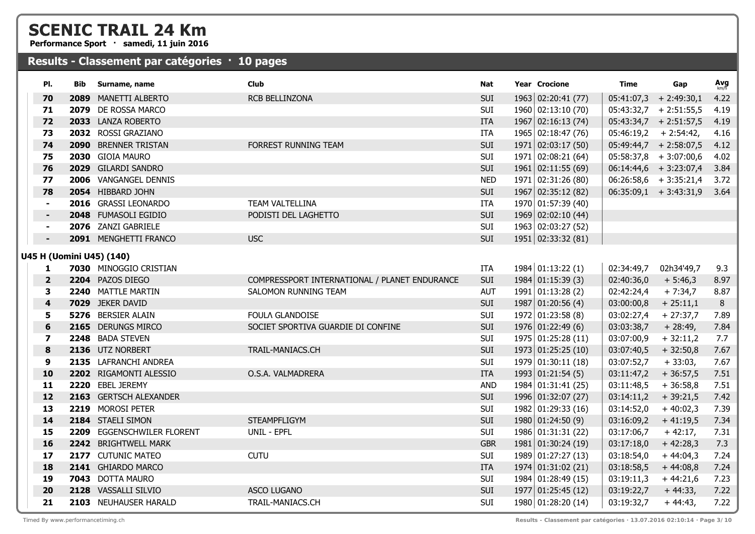# SCENIC TRAIL 24 Km

**Performance Sport · samedi, 11 juin 2016**

## Results - Classement par catégories · 10 pages

| Pl. | Bib | Surname, name | Club | Nat | Year | Crocione | Time | Gap | Avg km/h |
|---|---|---|---|---|---|---|---|---|---|
| 70 | 2089 | MANETTI ALBERTO | RCB BELLINZONA | SUI | 1963 | 02:20:41 (77) | 05:41:07,3 | + 2:49:30,1 | 4.22 |
| 71 | 2079 | DE ROSSA MARCO | | SUI | 1960 | 02:13:10 (70) | 05:43:32,7 | + 2:51:55,5 | 4.19 |
| 72 | 2033 | LANZA ROBERTO | | ITA | 1967 | 02:16:13 (74) | 05:43:34,7 | + 2:51:57,5 | 4.19 |
| 73 | 2032 | ROSSI GRAZIANO | | ITA | 1965 | 02:18:47 (76) | 05:46:19,2 | + 2:54:42, | 4.16 |
| 74 | 2090 | BRENNER TRISTAN | FORREST RUNNING TEAM | SUI | 1971 | 02:03:17 (50) | 05:49:44,7 | + 2:58:07,5 | 4.12 |
| 75 | 2030 | GIOIA MAURO | | SUI | 1971 | 02:08:21 (64) | 05:58:37,8 | + 3:07:00,6 | 4.02 |
| 76 | 2029 | GILARDI SANDRO | | SUI | 1961 | 02:11:55 (69) | 06:14:44,6 | + 3:23:07,4 | 3.84 |
| 77 | 2006 | VANGANGEL DENNIS | | NED | 1971 | 02:31:26 (80) | 06:26:58,6 | + 3:35:21,4 | 3.72 |
| 78 | 2054 | HIBBARD JOHN | | SUI | 1967 | 02:35:12 (82) | 06:35:09,1 | + 3:43:31,9 | 3.64 |
| - | 2016 | GRASSI LEONARDO | TEAM VALTELLINA | ITA | 1970 | 01:57:39 (40) | | | |
| - | 2048 | FUMASOLI EGIDIO | PODISTI DEL LAGHETTO | SUI | 1969 | 02:02:10 (44) | | | |
| - | 2076 | ZANZI GABRIELE | | SUI | 1963 | 02:03:27 (52) | | | |
| - | 2091 | MENGHETTI FRANCO | USC | SUI | 1951 | 02:33:32 (81) | | | |

### U45 H (Uomini U45) (140)

| Pl. | Bib | Surname, name | Club | Nat | Year | Crocione | Time | Gap | Avg km/h |
|---|---|---|---|---|---|---|---|---|---|
| 1 | 7030 | MINOGGIO CRISTIAN | | ITA | 1984 | 01:13:22 (1) | 02:34:49,7 | 02h34'49,7 | 9.3 |
| 2 | 2204 | PAZOS DIEGO | COMPRESSPORT INTERNATIONAL / PLANET ENDURANCE | SUI | 1984 | 01:15:39 (3) | 02:40:36,0 | + 5:46,3 | 8.97 |
| 3 | 2240 | MATTLE MARTIN | SALOMON RUNNING TEAM | AUT | 1991 | 01:13:28 (2) | 02:42:24,4 | + 7:34,7 | 8.87 |
| 4 | 7029 | JEKER DAVID | | SUI | 1987 | 01:20:56 (4) | 03:00:00,8 | + 25:11,1 | 8 |
| 5 | 5276 | BERSIER ALAIN | FOULΛ GLANDOISE | SUI | 1972 | 01:23:58 (8) | 03:02:27,4 | + 27:37,7 | 7.89 |
| 6 | 2165 | DERUNGS MIRCO | SOCIET SPORTIVA GUARDIE DI CONFINE | SUI | 1976 | 01:22:49 (6) | 03:03:38,7 | + 28:49, | 7.84 |
| 7 | 2248 | BADA STEVEN | | SUI | 1975 | 01:25:28 (11) | 03:07:00,9 | + 32:11,2 | 7.7 |
| 8 | 2136 | UTZ NORBERT | TRAIL-MANIACS.CH | SUI | 1973 | 01:25:25 (10) | 03:07:40,5 | + 32:50,8 | 7.67 |
| 9 | 2135 | LAFRANCHI ANDREA | | SUI | 1979 | 01:30:11 (18) | 03:07:52,7 | + 33:03, | 7.67 |
| 10 | 2202 | RIGAMONTI ALESSIO | O.S.A. VALMADRERA | ITA | 1993 | 01:21:54 (5) | 03:11:47,2 | + 36:57,5 | 7.51 |
| 11 | 2220 | EBEL JEREMY | | AND | 1984 | 01:31:41 (25) | 03:11:48,5 | + 36:58,8 | 7.51 |
| 12 | 2163 | GERTSCH ALEXANDER | | SUI | 1996 | 01:32:07 (27) | 03:14:11,2 | + 39:21,5 | 7.42 |
| 13 | 2219 | MOROSI PETER | | SUI | 1982 | 01:29:33 (16) | 03:14:52,0 | + 40:02,3 | 7.39 |
| 14 | 2184 | STAELI SIMON | STEAMPFLIGYM | SUI | 1980 | 01:24:50 (9) | 03:16:09,2 | + 41:19,5 | 7.34 |
| 15 | 2209 | EGGENSCHWILER FLORENT | UNIL - EPFL | SUI | 1986 | 01:31:31 (22) | 03:17:06,7 | + 42:17, | 7.31 |
| 16 | 2242 | BRIGHTWELL MARK | | GBR | 1981 | 01:30:24 (19) | 03:17:18,0 | + 42:28,3 | 7.3 |
| 17 | 2177 | CUTUNIC MATEO | CUTU | SUI | 1989 | 01:27:27 (13) | 03:18:54,0 | + 44:04,3 | 7.24 |
| 18 | 2141 | GHIARDO MARCO | | ITA | 1974 | 01:31:02 (21) | 03:18:58,5 | + 44:08,8 | 7.24 |
| 19 | 7043 | DOTTA MAURO | | SUI | 1984 | 01:28:49 (15) | 03:19:11,3 | + 44:21,6 | 7.23 |
| 20 | 2128 | VASSALLI SILVIO | ASCO LUGANO | SUI | 1977 | 01:25:45 (12) | 03:19:22,7 | + 44:33, | 7.22 |
| 21 | 2103 | NEUHAUSER HARALD | TRAIL-MANIACS.CH | SUI | 1980 | 01:28:20 (14) | 03:19:32,7 | + 44:43, | 7.22 |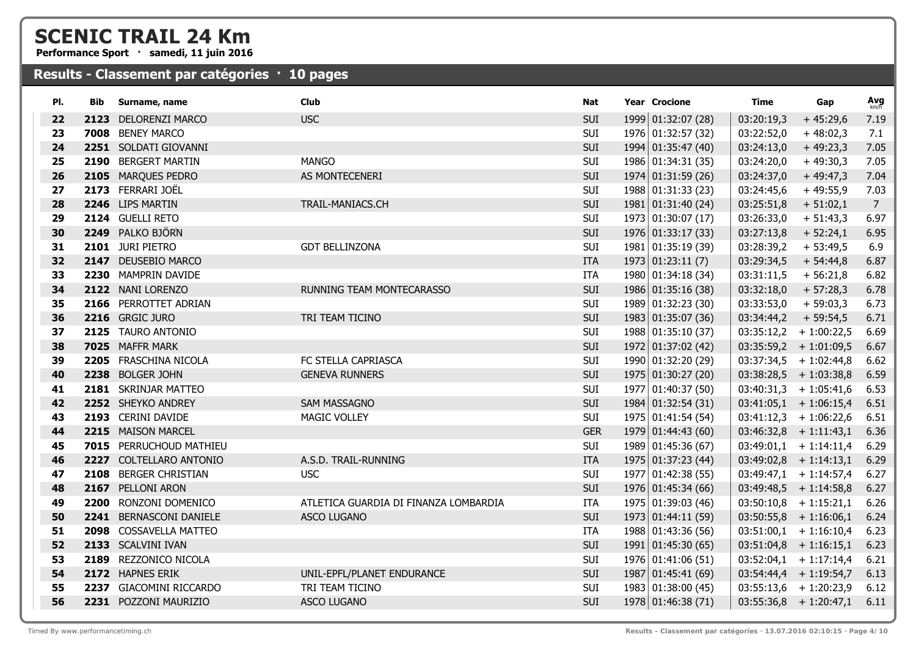# SCENIC TRAIL 24 Km

**Performance Sport · samedi, 11 juin 2016**

## Results - Classement par catégories · 10 pages

| Pl. | Bib | Surname, name | Club | Nat | Year | Crocione | Time | Gap | Avg km/h |
|---|---|---|---|---|---|---|---|---|---|
| 22 | 2123 | DELORENZI MARCO | USC | SUI | 1999 | 01:32:07 (28) | 03:20:19,3 | + 45:29,6 | 7.19 |
| 23 | 7008 | BENEY MARCO | | SUI | 1976 | 01:32:57 (32) | 03:22:52,0 | + 48:02,3 | 7.1 |
| 24 | 2251 | SOLDATI GIOVANNI | | SUI | 1994 | 01:35:47 (40) | 03:24:13,0 | + 49:23,3 | 7.05 |
| 25 | 2190 | BERGERT MARTIN | MANGO | SUI | 1986 | 01:34:31 (35) | 03:24:20,0 | + 49:30,3 | 7.05 |
| 26 | 2105 | MARQUES PEDRO | AS MONTECENERI | SUI | 1974 | 01:31:59 (26) | 03:24:37,0 | + 49:47,3 | 7.04 |
| 27 | 2173 | FERRARI JOËL | | SUI | 1988 | 01:31:33 (23) | 03:24:45,6 | + 49:55,9 | 7.03 |
| 28 | 2246 | LIPS MARTIN | TRAIL-MANIACS.CH | SUI | 1981 | 01:31:40 (24) | 03:25:51,8 | + 51:02,1 | 7 |
| 29 | 2124 | GUELLI RETO | | SUI | 1973 | 01:30:07 (17) | 03:26:33,0 | + 51:43,3 | 6.97 |
| 30 | 2249 | PALKO BJÖRN | | SUI | 1976 | 01:33:17 (33) | 03:27:13,8 | + 52:24,1 | 6.95 |
| 31 | 2101 | JURI PIETRO | GDT BELLINZONA | SUI | 1981 | 01:35:19 (39) | 03:28:39,2 | + 53:49,5 | 6.9 |
| 32 | 2147 | DEUSEBIO MARCO | | ITA | 1973 | 01:23:11 (7) | 03:29:34,5 | + 54:44,8 | 6.87 |
| 33 | 2230 | MAMPRIN DAVIDE | | ITA | 1980 | 01:34:18 (34) | 03:31:11,5 | + 56:21,8 | 6.82 |
| 34 | 2122 | NANI LORENZO | RUNNING TEAM MONTECARASSO | SUI | 1986 | 01:35:16 (38) | 03:32:18,0 | + 57:28,3 | 6.78 |
| 35 | 2166 | PERROTTET ADRIAN | | SUI | 1989 | 01:32:23 (30) | 03:33:53,0 | + 59:03,3 | 6.73 |
| 36 | 2216 | GRGIC JURO | TRI TEAM TICINO | SUI | 1983 | 01:35:07 (36) | 03:34:44,2 | + 59:54,5 | 6.71 |
| 37 | 2125 | TAURO ANTONIO | | SUI | 1988 | 01:35:10 (37) | 03:35:12,2 | + 1:00:22,5 | 6.69 |
| 38 | 7025 | MAFFR MARK | | SUI | 1972 | 01:37:02 (42) | 03:35:59,2 | + 1:01:09,5 | 6.67 |
| 39 | 2205 | FRASCHINA NICOLA | FC STELLA CAPRIASCA | SUI | 1990 | 01:32:20 (29) | 03:37:34,5 | + 1:02:44,8 | 6.62 |
| 40 | 2238 | BOLGER JOHN | GENEVA RUNNERS | SUI | 1975 | 01:30:27 (20) | 03:38:28,5 | + 1:03:38,8 | 6.59 |
| 41 | 2181 | SKRINJAR MATTEO | | SUI | 1977 | 01:40:37 (50) | 03:40:31,3 | + 1:05:41,6 | 6.53 |
| 42 | 2252 | SHEYKO ANDREY | SAM MASSAGNO | SUI | 1984 | 01:32:54 (31) | 03:41:05,1 | + 1:06:15,4 | 6.51 |
| 43 | 2193 | CERINI DAVIDE | MAGIC VOLLEY | SUI | 1975 | 01:41:54 (54) | 03:41:12,3 | + 1:06:22,6 | 6.51 |
| 44 | 2215 | MAISON MARCEL | | GER | 1979 | 01:44:43 (60) | 03:46:32,8 | + 1:11:43,1 | 6.36 |
| 45 | 7015 | PERRUCHOUD MATHIEU | | SUI | 1989 | 01:45:36 (67) | 03:49:01,1 | + 1:14:11,4 | 6.29 |
| 46 | 2227 | COLTELLARO ANTONIO | A.S.D. TRAIL-RUNNING | ITA | 1975 | 01:37:23 (44) | 03:49:02,8 | + 1:14:13,1 | 6.29 |
| 47 | 2108 | BERGER CHRISTIAN | USC | SUI | 1977 | 01:42:38 (55) | 03:49:47,1 | + 1:14:57,4 | 6.27 |
| 48 | 2167 | PELLONI ARON | | SUI | 1976 | 01:45:34 (66) | 03:49:48,5 | + 1:14:58,8 | 6.27 |
| 49 | 2200 | RONZONI DOMENICO | ATLETICA GUARDIA DI FINANZA LOMBARDIA | ITA | 1975 | 01:39:03 (46) | 03:50:10,8 | + 1:15:21,1 | 6.26 |
| 50 | 2241 | BERNASCONI DANIELE | ASCO LUGANO | SUI | 1973 | 01:44:11 (59) | 03:50:55,8 | + 1:16:06,1 | 6.24 |
| 51 | 2098 | COSSAVELLA MATTEO | | ITA | 1988 | 01:43:36 (56) | 03:51:00,1 | + 1:16:10,4 | 6.23 |
| 52 | 2133 | SCALVINI IVAN | | SUI | 1991 | 01:45:30 (65) | 03:51:04,8 | + 1:16:15,1 | 6.23 |
| 53 | 2189 | REZZONICO NICOLA | | SUI | 1976 | 01:41:06 (51) | 03:52:04,1 | + 1:17:14,4 | 6.21 |
| 54 | 2172 | HAPNES ERIK | UNIL-EPFL/PLANET ENDURANCE | SUI | 1987 | 01:45:41 (69) | 03:54:44,4 | + 1:19:54,7 | 6.13 |
| 55 | 2237 | GIACOMINI RICCARDO | TRI TEAM TICINO | SUI | 1983 | 01:38:00 (45) | 03:55:13,6 | + 1:20:23,9 | 6.12 |
| 56 | 2231 | POZZONI MAURIZIO | ASCO LUGANO | SUI | 1978 | 01:46:38 (71) | 03:55:36,8 | + 1:20:47,1 | 6.11 |

Timed By www.performancetiming.ch

Results - Classement par catégories · 13.07.2016 02:10:15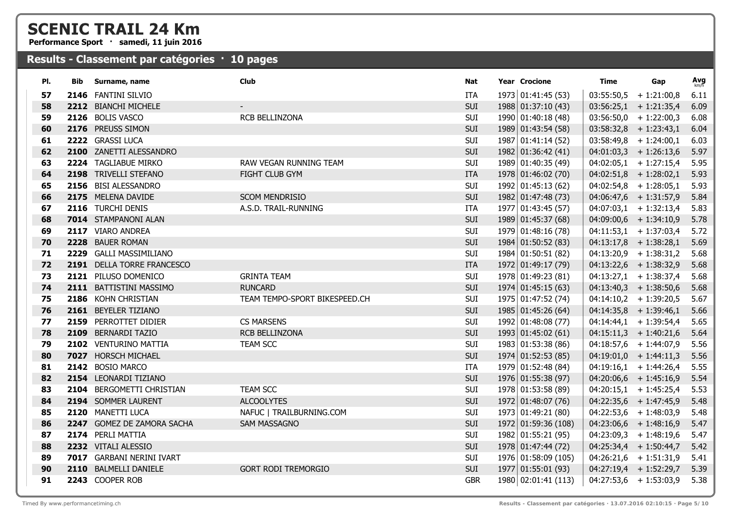# SCENIC TRAIL 24 Km

**Performance Sport · samedi, 11 juin 2016**

## Results - Classement par catégories · 10 pages

| Pl. | Bib | Surname, name | Club | Nat | Year | Crocione | Time | Gap | Avg km/h |
|---|---|---|---|---|---|---|---|---|---|
| 57 | 2146 | FANTINI SILVIO | | ITA | 1973 | 01:41:45 (53) | 03:55:50,5 | + 1:21:00,8 | 6.11 |
| 58 | 2212 | BIANCHI MICHELE | - | SUI | 1988 | 01:37:10 (43) | 03:56:25,1 | + 1:21:35,4 | 6.09 |
| 59 | 2126 | BOLIS VASCO | RCB BELLINZONA | SUI | 1990 | 01:40:18 (48) | 03:56:50,0 | + 1:22:00,3 | 6.08 |
| 60 | 2176 | PREUSS SIMON | | SUI | 1989 | 01:43:54 (58) | 03:58:32,8 | + 1:23:43,1 | 6.04 |
| 61 | 2222 | GRASSI LUCA | | SUI | 1987 | 01:41:14 (52) | 03:58:49,8 | + 1:24:00,1 | 6.03 |
| 62 | 2100 | ZANETTI ALESSANDRO | | SUI | 1982 | 01:36:42 (41) | 04:01:03,3 | + 1:26:13,6 | 5.97 |
| 63 | 2224 | TAGLIABUE MIRKO | RAW VEGAN RUNNING TEAM | SUI | 1989 | 01:40:35 (49) | 04:02:05,1 | + 1:27:15,4 | 5.95 |
| 64 | 2198 | TRIVELLI STEFANO | FIGHT CLUB GYM | ITA | 1978 | 01:46:02 (70) | 04:02:51,8 | + 1:28:02,1 | 5.93 |
| 65 | 2156 | BISI ALESSANDRO | | SUI | 1992 | 01:45:13 (62) | 04:02:54,8 | + 1:28:05,1 | 5.93 |
| 66 | 2175 | MELENA DAVIDE | SCOM MENDRISIO | SUI | 1982 | 01:47:48 (73) | 04:06:47,6 | + 1:31:57,9 | 5.84 |
| 67 | 2116 | TURCHI DENIS | A.S.D. TRAIL-RUNNING | ITA | 1977 | 01:43:45 (57) | 04:07:03,1 | + 1:32:13,4 | 5.83 |
| 68 | 7014 | STAMPANONI ALAN | | SUI | 1989 | 01:45:37 (68) | 04:09:00,6 | + 1:34:10,9 | 5.78 |
| 69 | 2117 | VIARO ANDREA | | SUI | 1979 | 01:48:16 (78) | 04:11:53,1 | + 1:37:03,4 | 5.72 |
| 70 | 2228 | BAUER ROMAN | | SUI | 1984 | 01:50:52 (83) | 04:13:17,8 | + 1:38:28,1 | 5.69 |
| 71 | 2229 | GALLI MASSIMILIANO | | SUI | 1984 | 01:50:51 (82) | 04:13:20,9 | + 1:38:31,2 | 5.68 |
| 72 | 2191 | DELLA TORRE FRANCESCO | | ITA | 1972 | 01:49:17 (79) | 04:13:22,6 | + 1:38:32,9 | 5.68 |
| 73 | 2121 | PILUSO DOMENICO | GRINTA TEAM | SUI | 1978 | 01:49:23 (81) | 04:13:27,1 | + 1:38:37,4 | 5.68 |
| 74 | 2111 | BATTISTINI MASSIMO | RUNCARD | SUI | 1974 | 01:45:15 (63) | 04:13:40,3 | + 1:38:50,6 | 5.68 |
| 75 | 2186 | KOHN CHRISTIAN | TEAM TEMPO-SPORT BIKESPEED.CH | SUI | 1975 | 01:47:52 (74) | 04:14:10,2 | + 1:39:20,5 | 5.67 |
| 76 | 2161 | BEYELER TIZIANO | | SUI | 1985 | 01:45:26 (64) | 04:14:35,8 | + 1:39:46,1 | 5.66 |
| 77 | 2159 | PERROTTET DIDIER | CS MARSENS | SUI | 1992 | 01:48:08 (77) | 04:14:44,1 | + 1:39:54,4 | 5.65 |
| 78 | 2109 | BERNARDI TAZIO | RCB BELLINZONA | SUI | 1993 | 01:45:02 (61) | 04:15:11,3 | + 1:40:21,6 | 5.64 |
| 79 | 2102 | VENTURINO MATTIA | TEAM SCC | SUI | 1983 | 01:53:38 (86) | 04:18:57,6 | + 1:44:07,9 | 5.56 |
| 80 | 7027 | HORSCH MICHAEL | | SUI | 1974 | 01:52:53 (85) | 04:19:01,0 | + 1:44:11,3 | 5.56 |
| 81 | 2142 | BOSIO MARCO | | ITA | 1979 | 01:52:48 (84) | 04:19:16,1 | + 1:44:26,4 | 5.55 |
| 82 | 2154 | LEONARDI TIZIANO | | SUI | 1976 | 01:55:38 (97) | 04:20:06,6 | + 1:45:16,9 | 5.54 |
| 83 | 2104 | BERGOMETTI CHRISTIAN | TEAM SCC | SUI | 1978 | 01:53:58 (89) | 04:20:15,1 | + 1:45:25,4 | 5.53 |
| 84 | 2194 | SOMMER LAURENT | ALCOOLYTES | SUI | 1972 | 01:48:07 (76) | 04:22:35,6 | + 1:47:45,9 | 5.48 |
| 85 | 2120 | MANETTI LUCA | NAFUC \| TRAILBURNING.COM | SUI | 1973 | 01:49:21 (80) | 04:22:53,6 | + 1:48:03,9 | 5.48 |
| 86 | 2247 | GOMEZ DE ZAMORA SACHA | SAM MASSAGNO | SUI | 1972 | 01:59:36 (108) | 04:23:06,6 | + 1:48:16,9 | 5.47 |
| 87 | 2174 | PERLI MATTIA | | SUI | 1982 | 01:55:21 (95) | 04:23:09,3 | + 1:48:19,6 | 5.47 |
| 88 | 2232 | VITALI ALESSIO | | SUI | 1978 | 01:47:44 (72) | 04:25:34,4 | + 1:50:44,7 | 5.42 |
| 89 | 7017 | GARBANI NERINI IVART | | SUI | 1976 | 01:58:09 (105) | 04:26:21,6 | + 1:51:31,9 | 5.41 |
| 90 | 2110 | BALMELLI DANIELE | GORT RODI TREMORGIO | SUI | 1977 | 01:55:01 (93) | 04:27:19,4 | + 1:52:29,7 | 5.39 |
| 91 | 2243 | COOPER ROB | | GBR | 1980 | 02:01:41 (113) | 04:27:53,6 | + 1:53:03,9 | 5.38 |

Timed By www.performancetiming.ch

Results - Classement par catégories · 13.07.2016 02:10:15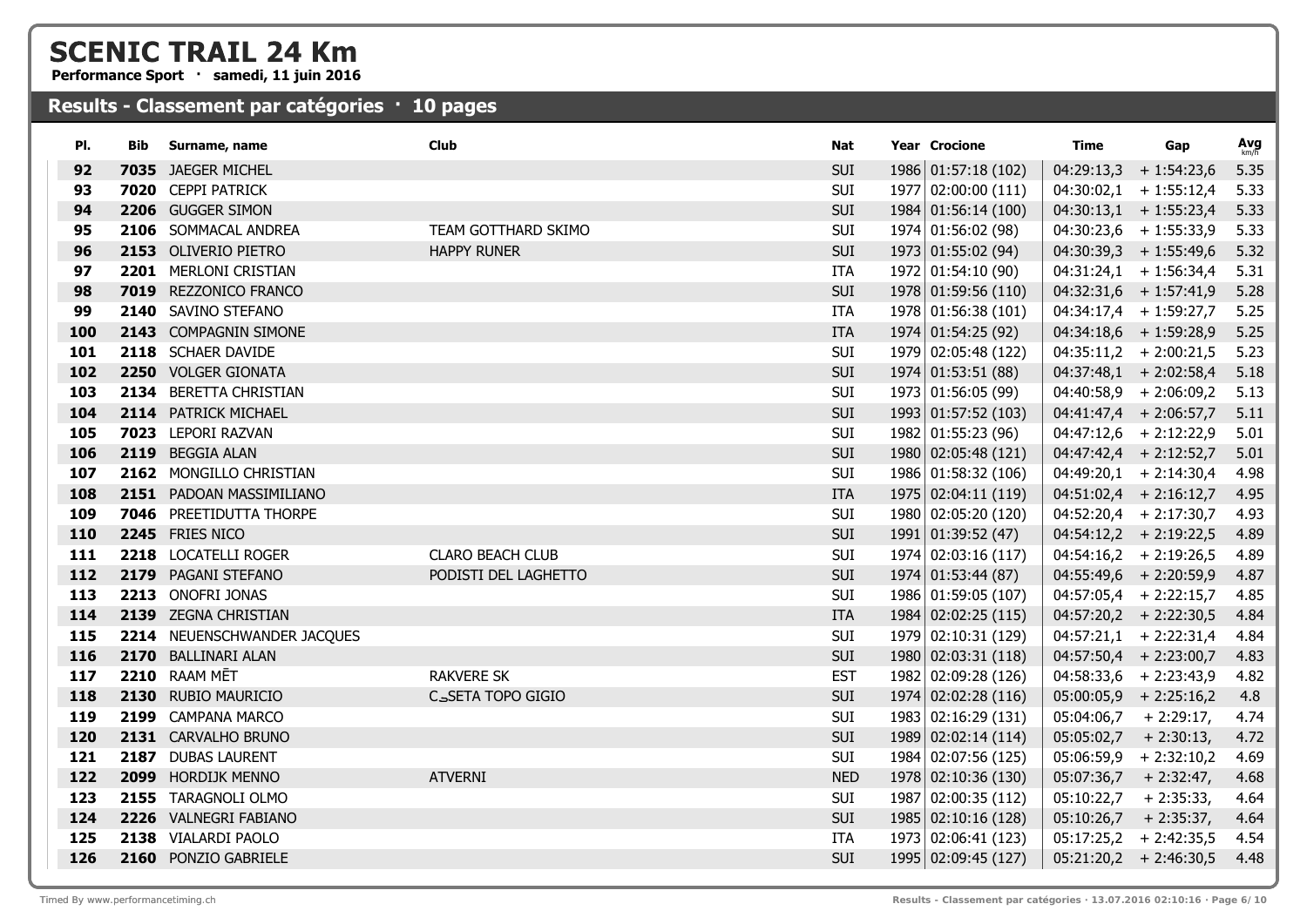# SCENIC TRAIL 24 Km

**Performance Sport · samedi, 11 juin 2016**

## Results - Classement par catégories · 10 pages

| Pl. | Bib | Surname, name | Club | Nat | Year | Crocione | Time | Gap | Avg km/h |
|---|---|---|---|---|---|---|---|---|---|
| 92 | 7035 | JAEGER MICHEL | | SUI | 1986 | 01:57:18 (102) | 04:29:13,3 | + 1:54:23,6 | 5.35 |
| 93 | 7020 | CEPPI PATRICK | | SUI | 1977 | 02:00:00 (111) | 04:30:02,1 | + 1:55:12,4 | 5.33 |
| 94 | 2206 | GUGGER SIMON | | SUI | 1984 | 01:56:14 (100) | 04:30:13,1 | + 1:55:23,4 | 5.33 |
| 95 | 2106 | SOMMACAL ANDREA | TEAM GOTTHARD SKIMO | SUI | 1974 | 01:56:02 (98) | 04:30:23,6 | + 1:55:33,9 | 5.33 |
| 96 | 2153 | OLIVERIO PIETRO | HAPPY RUNER | SUI | 1973 | 01:55:02 (94) | 04:30:39,3 | + 1:55:49,6 | 5.32 |
| 97 | 2201 | MERLONI CRISTIAN | | ITA | 1972 | 01:54:10 (90) | 04:31:24,1 | + 1:56:34,4 | 5.31 |
| 98 | 7019 | REZZONICO FRANCO | | SUI | 1978 | 01:59:56 (110) | 04:32:31,6 | + 1:57:41,9 | 5.28 |
| 99 | 2140 | SAVINO STEFANO | | ITA | 1978 | 01:56:38 (101) | 04:34:17,4 | + 1:59:27,7 | 5.25 |
| 100 | 2143 | COMPAGNIN SIMONE | | ITA | 1974 | 01:54:25 (92) | 04:34:18,6 | + 1:59:28,9 | 5.25 |
| 101 | 2118 | SCHAER DAVIDE | | SUI | 1979 | 02:05:48 (122) | 04:35:11,2 | + 2:00:21,5 | 5.23 |
| 102 | 2250 | VOLGER GIONATA | | SUI | 1974 | 01:53:51 (88) | 04:37:48,1 | + 2:02:58,4 | 5.18 |
| 103 | 2134 | BERETTA CHRISTIAN | | SUI | 1973 | 01:56:05 (99) | 04:40:58,9 | + 2:06:09,2 | 5.13 |
| 104 | 2114 | PATRICK MICHAEL | | SUI | 1993 | 01:57:52 (103) | 04:41:47,4 | + 2:06:57,7 | 5.11 |
| 105 | 7023 | LEPORI RAZVAN | | SUI | 1982 | 01:55:23 (96) | 04:47:12,6 | + 2:12:22,9 | 5.01 |
| 106 | 2119 | BEGGIA ALAN | | SUI | 1980 | 02:05:48 (121) | 04:47:42,4 | + 2:12:52,7 | 5.01 |
| 107 | 2162 | MONGILLO CHRISTIAN | | SUI | 1986 | 01:58:32 (106) | 04:49:20,1 | + 2:14:30,4 | 4.98 |
| 108 | 2151 | PADOAN MASSIMILIANO | | ITA | 1975 | 02:04:11 (119) | 04:51:02,4 | + 2:16:12,7 | 4.95 |
| 109 | 7046 | PREETIDUTTA THORPE | | SUI | 1980 | 02:05:20 (120) | 04:52:20,4 | + 2:17:30,7 | 4.93 |
| 110 | 2245 | FRIES NICO | | SUI | 1991 | 01:39:52 (47) | 04:54:12,2 | + 2:19:22,5 | 4.89 |
| 111 | 2218 | LOCATELLI ROGER | CLARO BEACH CLUB | SUI | 1974 | 02:03:16 (117) | 04:54:16,2 | + 2:19:26,5 | 4.89 |
| 112 | 2179 | PAGANI STEFANO | PODISTI DEL LAGHETTO | SUI | 1974 | 01:53:44 (87) | 04:55:49,6 | + 2:20:59,9 | 4.87 |
| 113 | 2213 | ONOFRI JONAS | | SUI | 1986 | 01:59:05 (107) | 04:57:05,4 | + 2:22:15,7 | 4.85 |
| 114 | 2139 | ZEGNA CHRISTIAN | | ITA | 1984 | 02:02:25 (115) | 04:57:20,2 | + 2:22:30,5 | 4.84 |
| 115 | 2214 | NEUENSCHWANDER JACQUES | | SUI | 1979 | 02:10:31 (129) | 04:57:21,1 | + 2:22:31,4 | 4.84 |
| 116 | 2170 | BALLINARI ALAN | | SUI | 1980 | 02:03:31 (118) | 04:57:50,4 | + 2:23:00,7 | 4.83 |
| 117 | 2210 | RAAM MĒT | RAKVERE SK | EST | 1982 | 02:09:28 (126) | 04:58:33,6 | + 2:23:43,9 | 4.82 |
| 118 | 2130 | RUBIO MAURICIO | C_SETA TOPO GIGIO | SUI | 1974 | 02:02:28 (116) | 05:00:05,9 | + 2:25:16,2 | 4.8 |
| 119 | 2199 | CAMPANA MARCO | | SUI | 1983 | 02:16:29 (131) | 05:04:06,7 | + 2:29:17, | 4.74 |
| 120 | 2131 | CARVALHO BRUNO | | SUI | 1989 | 02:02:14 (114) | 05:05:02,7 | + 2:30:13, | 4.72 |
| 121 | 2187 | DUBAS LAURENT | | SUI | 1984 | 02:07:56 (125) | 05:06:59,9 | + 2:32:10,2 | 4.69 |
| 122 | 2099 | HORDIJK MENNO | ATVERNI | NED | 1978 | 02:10:36 (130) | 05:07:36,7 | + 2:32:47, | 4.68 |
| 123 | 2155 | TARAGNOLI OLMO | | SUI | 1987 | 02:00:35 (112) | 05:10:22,7 | + 2:35:33, | 4.64 |
| 124 | 2226 | VALNEGRI FABIANO | | SUI | 1985 | 02:10:16 (128) | 05:10:26,7 | + 2:35:37, | 4.64 |
| 125 | 2138 | VIALARDI PAOLO | | ITA | 1973 | 02:06:41 (123) | 05:17:25,2 | + 2:42:35,5 | 4.54 |
| 126 | 2160 | PONZIO GABRIELE | | SUI | 1995 | 02:09:45 (127) | 05:21:20,2 | + 2:46:30,5 | 4.48 |

Timed By www.performancetiming.ch

Results - Classement par catégories · 13.07.2016 02:10:16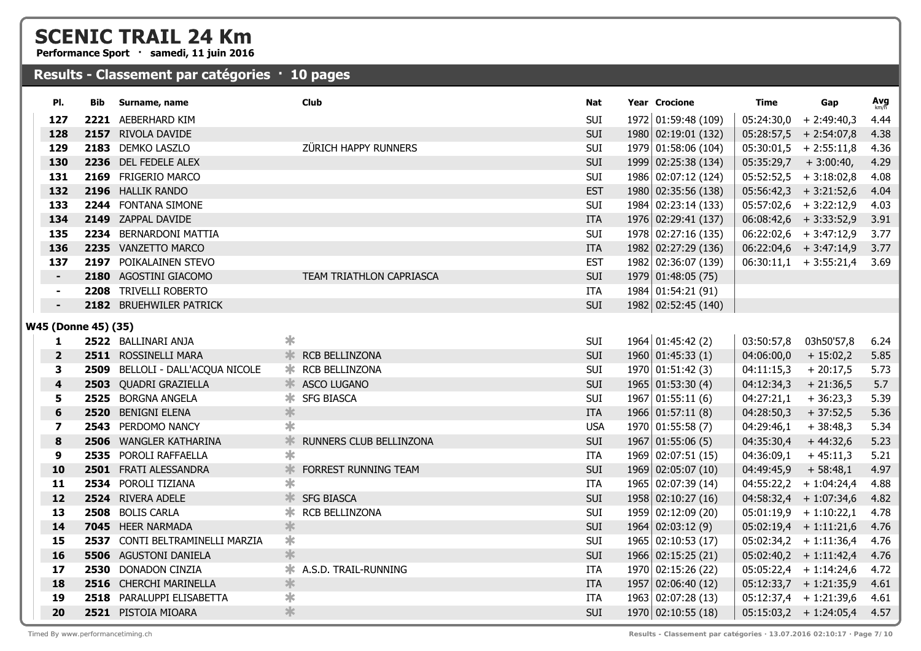# SCENIC TRAIL 24 Km

**Performance Sport · samedi, 11 juin 2016**

## Results - Classement par catégories · 10 pages

| Pl. | Bib | Surname, name | | Club | Nat | Year | Crocione | Time | Gap | Avg km/h |
|---|---|---|---|---|---|---|---|---|---|---|
| 127 | 2221 | AEBERHARD KIM | | | SUI | 1972 | 01:59:48 (109) | 05:24:30,0 | + 2:49:40,3 | 4.44 |
| 128 | 2157 | RIVOLA DAVIDE | | | SUI | 1980 | 02:19:01 (132) | 05:28:57,5 | + 2:54:07,8 | 4.38 |
| 129 | 2183 | DEMKO LASZLO | | ZÜRICH HAPPY RUNNERS | SUI | 1979 | 01:58:06 (104) | 05:30:01,5 | + 2:55:11,8 | 4.36 |
| 130 | 2236 | DEL FEDELE ALEX | | | SUI | 1999 | 02:25:38 (134) | 05:35:29,7 | + 3:00:40, | 4.29 |
| 131 | 2169 | FRIGERIO MARCO | | | SUI | 1986 | 02:07:12 (124) | 05:52:52,5 | + 3:18:02,8 | 4.08 |
| 132 | 2196 | HALLIK RANDO | | | EST | 1980 | 02:35:56 (138) | 05:56:42,3 | + 3:21:52,6 | 4.04 |
| 133 | 2244 | FONTANA SIMONE | | | SUI | 1984 | 02:23:14 (133) | 05:57:02,6 | + 3:22:12,9 | 4.03 |
| 134 | 2149 | ZAPPAL DAVIDE | | | ITA | 1976 | 02:29:41 (137) | 06:08:42,6 | + 3:33:52,9 | 3.91 |
| 135 | 2234 | BERNARDONI MATTIA | | | SUI | 1978 | 02:27:16 (135) | 06:22:02,6 | + 3:47:12,9 | 3.77 |
| 136 | 2235 | VANZETTO MARCO | | | ITA | 1982 | 02:27:29 (136) | 06:22:04,6 | + 3:47:14,9 | 3.77 |
| 137 | 2197 | POIKALAINEN STEVO | | | EST | 1982 | 02:36:07 (139) | 06:30:11,1 | + 3:55:21,4 | 3.69 |
| - | 2180 | AGOSTINI GIACOMO | | TEAM TRIATHLON CAPRIASCA | SUI | 1979 | 01:48:05 (75) | | | |
| - | 2208 | TRIVELLI ROBERTO | | | ITA | 1984 | 01:54:21 (91) | | | |
| - | 2182 | BRUEHWILER PATRICK | | | SUI | 1982 | 02:52:45 (140) | | | |
| **W45 (Donne 45) (35)** | | | | | | | | | | |
| 1 | 2522 | BALLINARI ANJA | * | | SUI | 1964 | 01:45:42 (2) | 03:50:57,8 | 03h50'57,8 | 6.24 |
| 2 | 2511 | ROSSINELLI MARA | * | RCB BELLINZONA | SUI | 1960 | 01:45:33 (1) | 04:06:00,0 | + 15:02,2 | 5.85 |
| 3 | 2509 | BELLOLI - DALL'ACQUA NICOLE | * | RCB BELLINZONA | SUI | 1970 | 01:51:42 (3) | 04:11:15,3 | + 20:17,5 | 5.73 |
| 4 | 2503 | QUADRI GRAZIELLA | * | ASCO LUGANO | SUI | 1965 | 01:53:30 (4) | 04:12:34,3 | + 21:36,5 | 5.7 |
| 5 | 2525 | BORGNA ANGELA | * | SFG BIASCA | SUI | 1967 | 01:55:11 (6) | 04:27:21,1 | + 36:23,3 | 5.39 |
| 6 | 2520 | BENIGNI ELENA | * | | ITA | 1966 | 01:57:11 (8) | 04:28:50,3 | + 37:52,5 | 5.36 |
| 7 | 2543 | PERDOMO NANCY | * | | USA | 1970 | 01:55:58 (7) | 04:29:46,1 | + 38:48,3 | 5.34 |
| 8 | 2506 | WANGLER KATHARINA | * | RUNNERS CLUB BELLINZONA | SUI | 1967 | 01:55:06 (5) | 04:35:30,4 | + 44:32,6 | 5.23 |
| 9 | 2535 | POROLI RAFFAELLA | * | | ITA | 1969 | 02:07:51 (15) | 04:36:09,1 | + 45:11,3 | 5.21 |
| 10 | 2501 | FRATI ALESSANDRA | * | FORREST RUNNING TEAM | SUI | 1969 | 02:05:07 (10) | 04:49:45,9 | + 58:48,1 | 4.97 |
| 11 | 2534 | POROLI TIZIANA | * | | ITA | 1965 | 02:07:39 (14) | 04:55:22,2 | + 1:04:24,4 | 4.88 |
| 12 | 2524 | RIVERA ADELE | * | SFG BIASCA | SUI | 1958 | 02:10:27 (16) | 04:58:32,4 | + 1:07:34,6 | 4.82 |
| 13 | 2508 | BOLIS CARLA | * | RCB BELLINZONA | SUI | 1959 | 02:12:09 (20) | 05:01:19,9 | + 1:10:22,1 | 4.78 |
| 14 | 7045 | HEER NARMADA | * | | SUI | 1964 | 02:03:12 (9) | 05:02:19,4 | + 1:11:21,6 | 4.76 |
| 15 | 2537 | CONTI BELTRAMINELLI MARZIA | * | | SUI | 1965 | 02:10:53 (17) | 05:02:34,2 | + 1:11:36,4 | 4.76 |
| 16 | 5506 | AGUSTONI DANIELA | * | | SUI | 1966 | 02:15:25 (21) | 05:02:40,2 | + 1:11:42,4 | 4.76 |
| 17 | 2530 | DONADON CINZIA | * | A.S.D. TRAIL-RUNNING | ITA | 1970 | 02:15:26 (22) | 05:05:22,4 | + 1:14:24,6 | 4.72 |
| 18 | 2516 | CHERCHI MARINELLA | * | | ITA | 1957 | 02:06:40 (12) | 05:12:33,7 | + 1:21:35,9 | 4.61 |
| 19 | 2518 | PARALUPPI ELISABETTA | * | | ITA | 1963 | 02:07:28 (13) | 05:12:37,4 | + 1:21:39,6 | 4.61 |
| 20 | 2521 | PISTOIA MIOARA | * | | SUI | 1970 | 02:10:55 (18) | 05:15:03,2 | + 1:24:05,4 | 4.57 |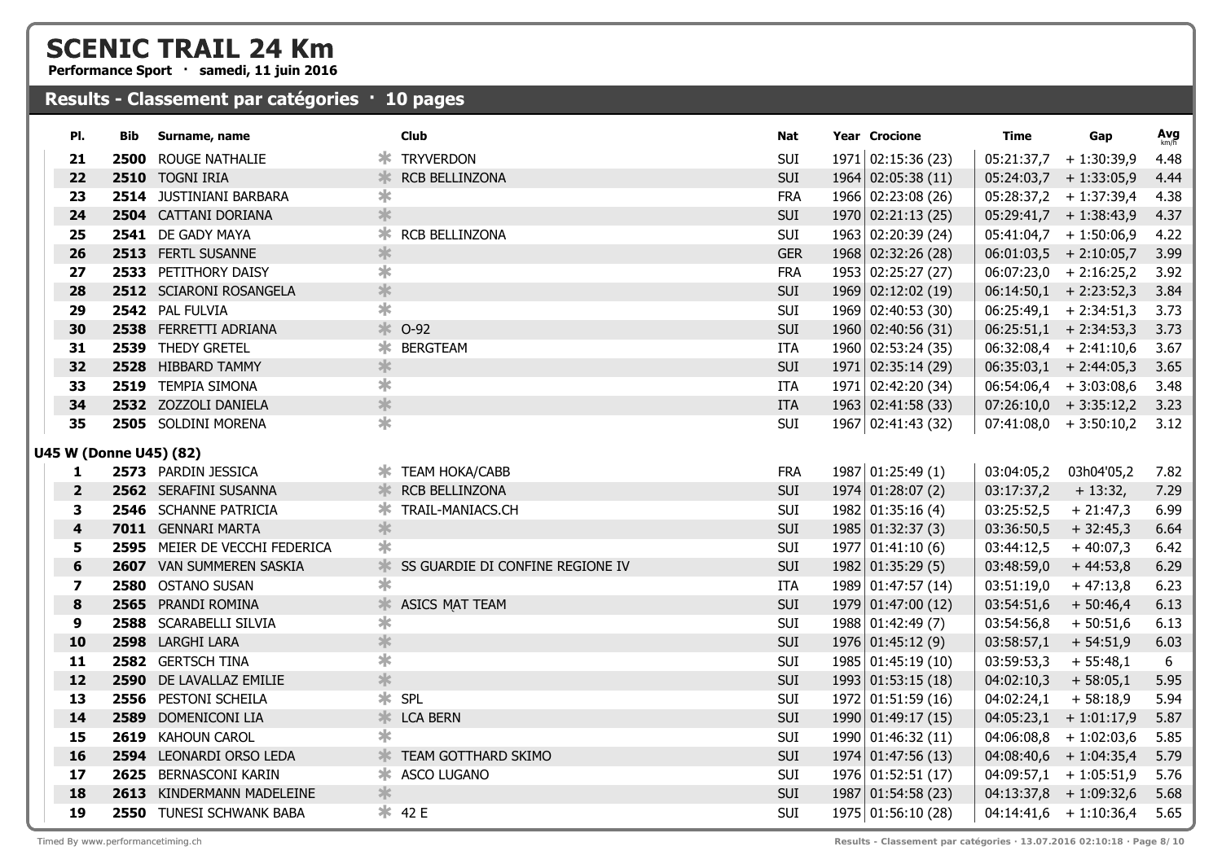# SCENIC TRAIL 24 Km

**Performance Sport · samedi, 11 juin 2016**

## Results - Classement par catégories · 10 pages

| Pl. | Bib | Surname, name | Club | Nat | Year | Crocione | Time | Gap | Avg km/h |
|---|---|---|---|---|---|---|---|---|---|
| 21 | 2500 | ROUGE NATHALIE | TRYVERDON | SUI | 1971 | 02:15:36 (23) | 05:21:37,7 | + 1:30:39,9 | 4.48 |
| 22 | 2510 | TOGNI IRIA | RCB BELLINZONA | SUI | 1964 | 02:05:38 (11) | 05:24:03,7 | + 1:33:05,9 | 4.44 |
| 23 | 2514 | JUSTINIANI BARBARA | | FRA | 1966 | 02:23:08 (26) | 05:28:37,2 | + 1:37:39,4 | 4.38 |
| 24 | 2504 | CATTANI DORIANA | | SUI | 1970 | 02:21:13 (25) | 05:29:41,7 | + 1:38:43,9 | 4.37 |
| 25 | 2541 | DE GADY MAYA | RCB BELLINZONA | SUI | 1963 | 02:20:39 (24) | 05:41:04,7 | + 1:50:06,9 | 4.22 |
| 26 | 2513 | FERTL SUSANNE | | GER | 1968 | 02:32:26 (28) | 06:01:03,5 | + 2:10:05,7 | 3.99 |
| 27 | 2533 | PETITHORY DAISY | | FRA | 1953 | 02:25:27 (27) | 06:07:23,0 | + 2:16:25,2 | 3.92 |
| 28 | 2512 | SCIARONI ROSANGELA | | SUI | 1969 | 02:12:02 (19) | 06:14:50,1 | + 2:23:52,3 | 3.84 |
| 29 | 2542 | PAL FULVIA | | SUI | 1969 | 02:40:53 (30) | 06:25:49,1 | + 2:34:51,3 | 3.73 |
| 30 | 2538 | FERRETTI ADRIANA | O-92 | SUI | 1960 | 02:40:56 (31) | 06:25:51,1 | + 2:34:53,3 | 3.73 |
| 31 | 2539 | THEDY GRETEL | BERGTEAM | ITA | 1960 | 02:53:24 (35) | 06:32:08,4 | + 2:41:10,6 | 3.67 |
| 32 | 2528 | HIBBARD TAMMY | | SUI | 1971 | 02:35:14 (29) | 06:35:03,1 | + 2:44:05,3 | 3.65 |
| 33 | 2519 | TEMPIA SIMONA | | ITA | 1971 | 02:42:20 (34) | 06:54:06,4 | + 3:03:08,6 | 3.48 |
| 34 | 2532 | ZOZZOLI DANIELA | | ITA | 1963 | 02:41:58 (33) | 07:26:10,0 | + 3:35:12,2 | 3.23 |
| 35 | 2505 | SOLDINI MORENA | | SUI | 1967 | 02:41:43 (32) | 07:41:08,0 | + 3:50:10,2 | 3.12 |

**U45 W (Donne U45) (82)**

| Pl. | Bib | Surname, name | Club | Nat | Year | Crocione | Time | Gap | Avg km/h |
|---|---|---|---|---|---|---|---|---|---|
| 1 | 2573 | PARDIN JESSICA | TEAM HOKA/CABB | FRA | 1987 | 01:25:49 (1) | 03:04:05,2 | 03h04'05,2 | 7.82 |
| 2 | 2562 | SERAFINI SUSANNA | RCB BELLINZONA | SUI | 1974 | 01:28:07 (2) | 03:17:37,2 | + 13:32, | 7.29 |
| 3 | 2546 | SCHANNE PATRICIA | TRAIL-MANIACS.CH | SUI | 1982 | 01:35:16 (4) | 03:25:52,5 | + 21:47,3 | 6.99 |
| 4 | 7011 | GENNARI MARTA | | SUI | 1985 | 01:32:37 (3) | 03:36:50,5 | + 32:45,3 | 6.64 |
| 5 | 2595 | MEIER DE VECCHI FEDERICA | | SUI | 1977 | 01:41:10 (6) | 03:44:12,5 | + 40:07,3 | 6.42 |
| 6 | 2607 | VAN SUMMEREN SASKIA | SS GUARDIE DI CONFINE REGIONE IV | SUI | 1982 | 01:35:29 (5) | 03:48:59,0 | + 44:53,8 | 6.29 |
| 7 | 2580 | OSTANO SUSAN | | ITA | 1989 | 01:47:57 (14) | 03:51:19,0 | + 47:13,8 | 6.23 |
| 8 | 2565 | PRANDI ROMINA | ASICS MAT TEAM | SUI | 1979 | 01:47:00 (12) | 03:54:51,6 | + 50:46,4 | 6.13 |
| 9 | 2588 | SCARABELLI SILVIA | | SUI | 1988 | 01:42:49 (7) | 03:54:56,8 | + 50:51,6 | 6.13 |
| 10 | 2598 | LARGHI LARA | | SUI | 1976 | 01:45:12 (9) | 03:58:57,1 | + 54:51,9 | 6.03 |
| 11 | 2582 | GERTSCH TINA | | SUI | 1985 | 01:45:19 (10) | 03:59:53,3 | + 55:48,1 | 6 |
| 12 | 2590 | DE LAVALLAZ EMILIE | | SUI | 1993 | 01:53:15 (18) | 04:02:10,3 | + 58:05,1 | 5.95 |
| 13 | 2556 | PESTONI SCHEILA | SPL | SUI | 1972 | 01:51:59 (16) | 04:02:24,1 | + 58:18,9 | 5.94 |
| 14 | 2589 | DOMENICONI LIA | LCA BERN | SUI | 1990 | 01:49:17 (15) | 04:05:23,1 | + 1:01:17,9 | 5.87 |
| 15 | 2619 | KAHOUN CAROL | | SUI | 1990 | 01:46:32 (11) | 04:06:08,8 | + 1:02:03,6 | 5.85 |
| 16 | 2594 | LEONARDI ORSO LEDA | TEAM GOTTHARD SKIMO | SUI | 1974 | 01:47:56 (13) | 04:08:40,6 | + 1:04:35,4 | 5.79 |
| 17 | 2625 | BERNASCONI KARIN | ASCO LUGANO | SUI | 1976 | 01:52:51 (17) | 04:09:57,1 | + 1:05:51,9 | 5.76 |
| 18 | 2613 | KINDERMANN MADELEINE | | SUI | 1987 | 01:54:58 (23) | 04:13:37,8 | + 1:09:32,6 | 5.68 |
| 19 | 2550 | TUNESI SCHWANK BABA | 42 E | SUI | 1975 | 01:56:10 (28) | 04:14:41,6 | + 1:10:36,4 | 5.65 |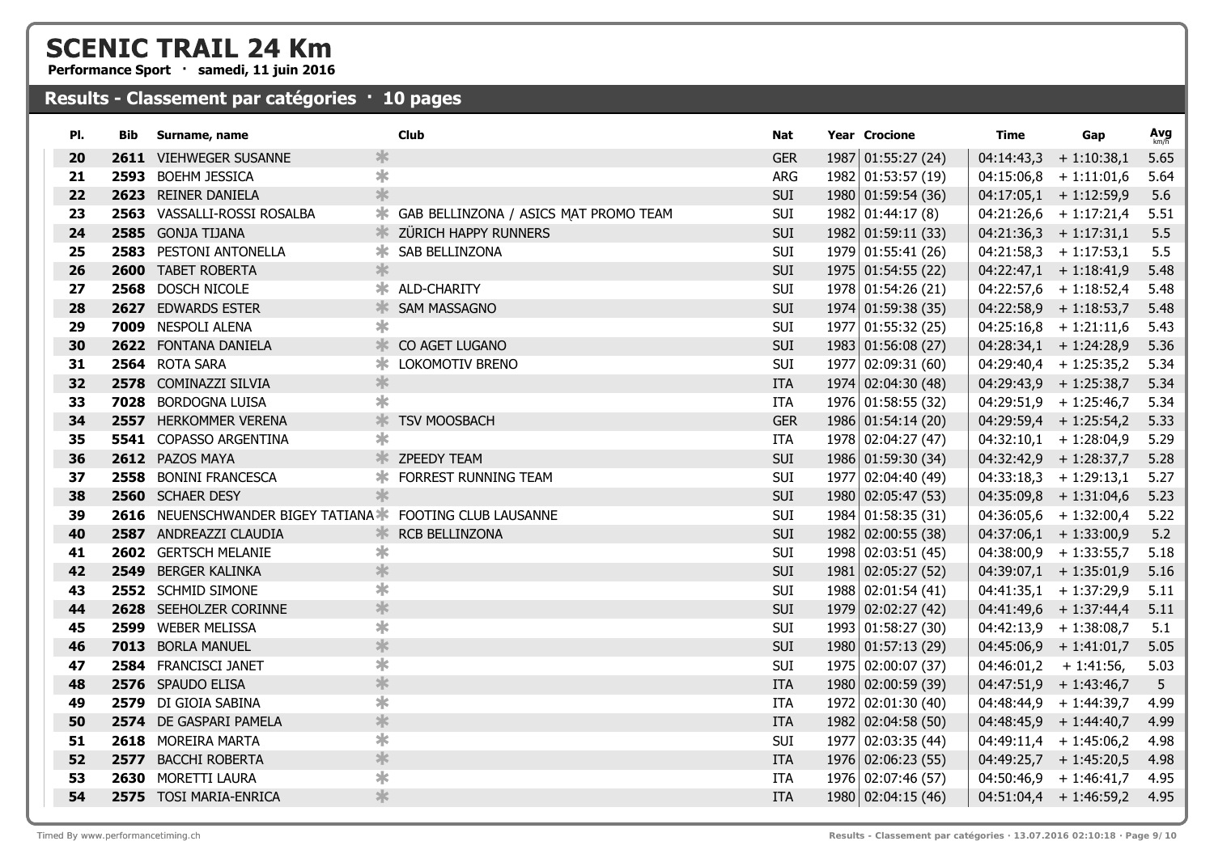# SCENIC TRAIL 24 Km

**Performance Sport · samedi, 11 juin 2016**

## Results - Classement par catégories · 10 pages

| Pl. | Bib | Surname, name | | Club | Nat | Year | Crocione | Time | Gap | Avg km/h |
|---|---|---|---|---|---|---|---|---|---|---|
| 20 | 2611 | VIEHWEGER SUSANNE | * | | GER | 1987 | 01:55:27 (24) | 04:14:43,3 | + 1:10:38,1 | 5.65 |
| 21 | 2593 | BOEHM JESSICA | * | | ARG | 1982 | 01:53:57 (19) | 04:15:06,8 | + 1:11:01,6 | 5.64 |
| 22 | 2623 | REINER DANIELA | * | | SUI | 1980 | 01:59:54 (36) | 04:17:05,1 | + 1:12:59,9 | 5.6 |
| 23 | 2563 | VASSALLI-ROSSI ROSALBA | * | GAB BELLINZONA / ASICS MAT PROMO TEAM | SUI | 1982 | 01:44:17 (8) | 04:21:26,6 | + 1:17:21,4 | 5.51 |
| 24 | 2585 | GONJA TIJANA | * | ZÜRICH HAPPY RUNNERS | SUI | 1982 | 01:59:11 (33) | 04:21:36,3 | + 1:17:31,1 | 5.5 |
| 25 | 2583 | PESTONI ANTONELLA | * | SAB BELLINZONA | SUI | 1979 | 01:55:41 (26) | 04:21:58,3 | + 1:17:53,1 | 5.5 |
| 26 | 2600 | TABET ROBERTA | * | | SUI | 1975 | 01:54:55 (22) | 04:22:47,1 | + 1:18:41,9 | 5.48 |
| 27 | 2568 | DOSCH NICOLE | * | ALD-CHARITY | SUI | 1978 | 01:54:26 (21) | 04:22:57,6 | + 1:18:52,4 | 5.48 |
| 28 | 2627 | EDWARDS ESTER | * | SAM MASSAGNO | SUI | 1974 | 01:59:38 (35) | 04:22:58,9 | + 1:18:53,7 | 5.48 |
| 29 | 7009 | NESPOLI ALENA | * | | SUI | 1977 | 01:55:32 (25) | 04:25:16,8 | + 1:21:11,6 | 5.43 |
| 30 | 2622 | FONTANA DANIELA | * | CO AGET LUGANO | SUI | 1983 | 01:56:08 (27) | 04:28:34,1 | + 1:24:28,9 | 5.36 |
| 31 | 2564 | ROTA SARA | * | LOKOMOTIV BRENO | SUI | 1977 | 02:09:31 (60) | 04:29:40,4 | + 1:25:35,2 | 5.34 |
| 32 | 2578 | COMINAZZI SILVIA | * | | ITA | 1974 | 02:04:30 (48) | 04:29:43,9 | + 1:25:38,7 | 5.34 |
| 33 | 7028 | BORDOGNA LUISA | * | | ITA | 1976 | 01:58:55 (32) | 04:29:51,9 | + 1:25:46,7 | 5.34 |
| 34 | 2557 | HERKOMMER VERENA | * | TSV MOOSBACH | GER | 1986 | 01:54:14 (20) | 04:29:59,4 | + 1:25:54,2 | 5.33 |
| 35 | 5541 | COPASSO ARGENTINA | * | | ITA | 1978 | 02:04:27 (47) | 04:32:10,1 | + 1:28:04,9 | 5.29 |
| 36 | 2612 | PAZOS MAYA | * | ZPEEDY TEAM | SUI | 1986 | 01:59:30 (34) | 04:32:42,9 | + 1:28:37,7 | 5.28 |
| 37 | 2558 | BONINI FRANCESCA | * | FORREST RUNNING TEAM | SUI | 1977 | 02:04:40 (49) | 04:33:18,3 | + 1:29:13,1 | 5.27 |
| 38 | 2560 | SCHAER DESY | * | | SUI | 1980 | 02:05:47 (53) | 04:35:09,8 | + 1:31:04,6 | 5.23 |
| 39 | 2616 | NEUENSCHWANDER BIGEY TATIANA | * | FOOTING CLUB LAUSANNE | SUI | 1984 | 01:58:35 (31) | 04:36:05,6 | + 1:32:00,4 | 5.22 |
| 40 | 2587 | ANDREAZZI CLAUDIA | * | RCB BELLINZONA | SUI | 1982 | 02:00:55 (38) | 04:37:06,1 | + 1:33:00,9 | 5.2 |
| 41 | 2602 | GERTSCH MELANIE | * | | SUI | 1998 | 02:03:51 (45) | 04:38:00,9 | + 1:33:55,7 | 5.18 |
| 42 | 2549 | BERGER KALINKA | * | | SUI | 1981 | 02:05:27 (52) | 04:39:07,1 | + 1:35:01,9 | 5.16 |
| 43 | 2552 | SCHMID SIMONE | * | | SUI | 1988 | 02:01:54 (41) | 04:41:35,1 | + 1:37:29,9 | 5.11 |
| 44 | 2628 | SEEHOLZER CORINNE | * | | SUI | 1979 | 02:02:27 (42) | 04:41:49,6 | + 1:37:44,4 | 5.11 |
| 45 | 2599 | WEBER MELISSA | * | | SUI | 1993 | 01:58:27 (30) | 04:42:13,9 | + 1:38:08,7 | 5.1 |
| 46 | 7013 | BORLA MANUEL | * | | SUI | 1980 | 01:57:13 (29) | 04:45:06,9 | + 1:41:01,7 | 5.05 |
| 47 | 2584 | FRANCISCI JANET | * | | SUI | 1975 | 02:00:07 (37) | 04:46:01,2 | + 1:41:56, | 5.03 |
| 48 | 2576 | SPAUDO ELISA | * | | ITA | 1980 | 02:00:59 (39) | 04:47:51,9 | + 1:43:46,7 | 5 |
| 49 | 2579 | DI GIOIA SABINA | * | | ITA | 1972 | 02:01:30 (40) | 04:48:44,9 | + 1:44:39,7 | 4.99 |
| 50 | 2574 | DE GASPARI PAMELA | * | | ITA | 1982 | 02:04:58 (50) | 04:48:45,9 | + 1:44:40,7 | 4.99 |
| 51 | 2618 | MOREIRA MARTA | * | | SUI | 1977 | 02:03:35 (44) | 04:49:11,4 | + 1:45:06,2 | 4.98 |
| 52 | 2577 | BACCHI ROBERTA | * | | ITA | 1976 | 02:06:23 (55) | 04:49:25,7 | + 1:45:20,5 | 4.98 |
| 53 | 2630 | MORETTI LAURA | * | | ITA | 1976 | 02:07:46 (57) | 04:50:46,9 | + 1:46:41,7 | 4.95 |
| 54 | 2575 | TOSI MARIA-ENRICA | * | | ITA | 1980 | 02:04:15 (46) | 04:51:04,4 | + 1:46:59,2 | 4.95 |

Timed By www.performancetiming.ch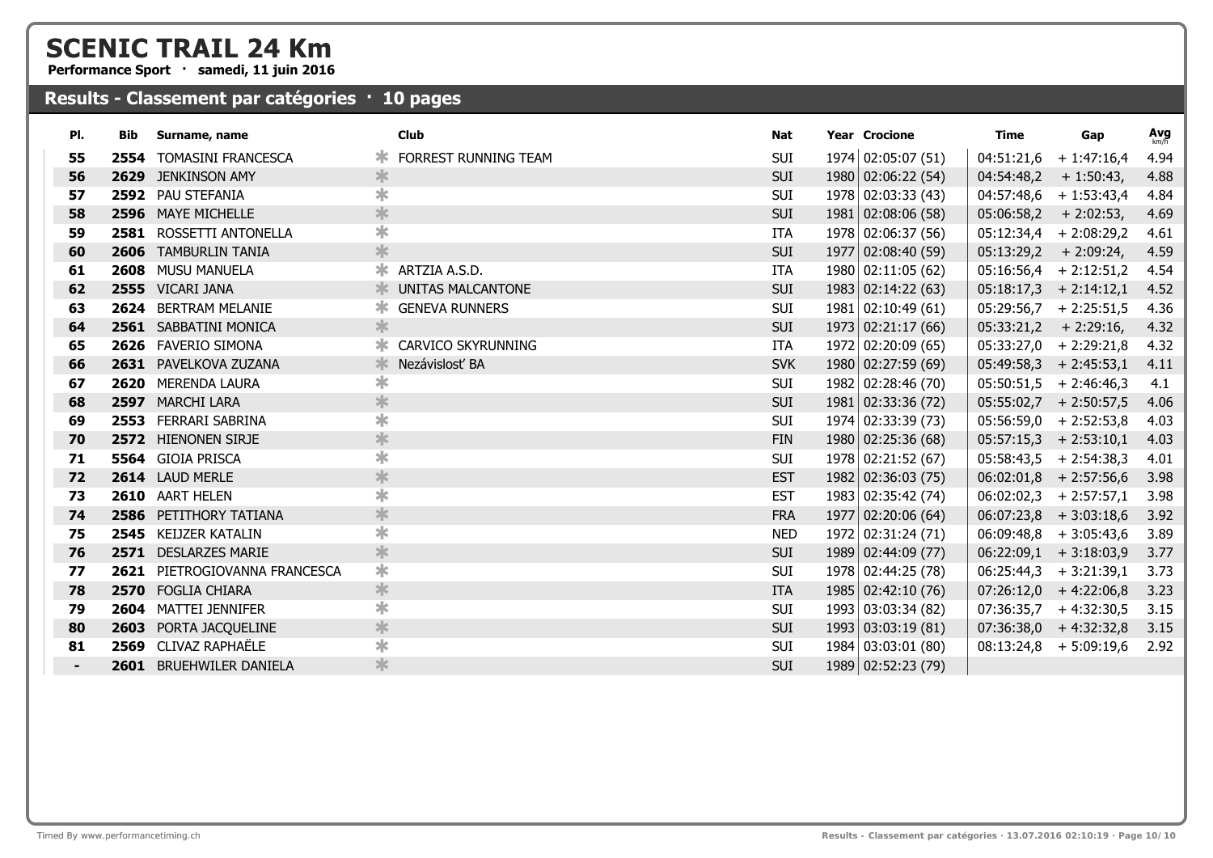# SCENIC TRAIL 24 Km

**Performance Sport · samedi, 11 juin 2016**

## Results - Classement par catégories · 10 pages

| Pl. | Bib | Surname, name | | Club | Nat | Year | Crocione | Time | Gap | Avg km/h |
|---|---|---|---|---|---|---|---|---|---|---|
| 55 | 2554 | TOMASINI FRANCESCA | * | FORREST RUNNING TEAM | SUI | 1974 | 02:05:07 (51) | 04:51:21,6 | + 1:47:16,4 | 4.94 |
| 56 | 2629 | JENKINSON AMY | * | | SUI | 1980 | 02:06:22 (54) | 04:54:48,2 | + 1:50:43, | 4.88 |
| 57 | 2592 | PAU STEFANIA | * | | SUI | 1978 | 02:03:33 (43) | 04:57:48,6 | + 1:53:43,4 | 4.84 |
| 58 | 2596 | MAYE MICHELLE | * | | SUI | 1981 | 02:08:06 (58) | 05:06:58,2 | + 2:02:53, | 4.69 |
| 59 | 2581 | ROSSETTI ANTONELLA | * | | ITA | 1978 | 02:06:37 (56) | 05:12:34,4 | + 2:08:29,2 | 4.61 |
| 60 | 2606 | TAMBURLIN TANIA | * | | SUI | 1977 | 02:08:40 (59) | 05:13:29,2 | + 2:09:24, | 4.59 |
| 61 | 2608 | MUSU MANUELA | * | ARTZIA A.S.D. | ITA | 1980 | 02:11:05 (62) | 05:16:56,4 | + 2:12:51,2 | 4.54 |
| 62 | 2555 | VICARI JANA | * | UNITAS MALCANTONE | SUI | 1983 | 02:14:22 (63) | 05:18:17,3 | + 2:14:12,1 | 4.52 |
| 63 | 2624 | BERTRAM MELANIE | * | GENEVA RUNNERS | SUI | 1981 | 02:10:49 (61) | 05:29:56,7 | + 2:25:51,5 | 4.36 |
| 64 | 2561 | SABBATINI MONICA | * | | SUI | 1973 | 02:21:17 (66) | 05:33:21,2 | + 2:29:16, | 4.32 |
| 65 | 2626 | FAVERIO SIMONA | * | CARVICO SKYRUNNING | ITA | 1972 | 02:20:09 (65) | 05:33:27,0 | + 2:29:21,8 | 4.32 |
| 66 | 2631 | PAVELKOVA ZUZANA | * | Nezávislosť BA | SVK | 1980 | 02:27:59 (69) | 05:49:58,3 | + 2:45:53,1 | 4.11 |
| 67 | 2620 | MERENDA LAURA | * | | SUI | 1982 | 02:28:46 (70) | 05:50:51,5 | + 2:46:46,3 | 4.1 |
| 68 | 2597 | MARCHI LARA | * | | SUI | 1981 | 02:33:36 (72) | 05:55:02,7 | + 2:50:57,5 | 4.06 |
| 69 | 2553 | FERRARI SABRINA | * | | SUI | 1974 | 02:33:39 (73) | 05:56:59,0 | + 2:52:53,8 | 4.03 |
| 70 | 2572 | HIENONEN SIRJE | * | | FIN | 1980 | 02:25:36 (68) | 05:57:15,3 | + 2:53:10,1 | 4.03 |
| 71 | 5564 | GIOIA PRISCA | * | | SUI | 1978 | 02:21:52 (67) | 05:58:43,5 | + 2:54:38,3 | 4.01 |
| 72 | 2614 | LAUD MERLE | * | | EST | 1982 | 02:36:03 (75) | 06:02:01,8 | + 2:57:56,6 | 3.98 |
| 73 | 2610 | AART HELEN | * | | EST | 1983 | 02:35:42 (74) | 06:02:02,3 | + 2:57:57,1 | 3.98 |
| 74 | 2586 | PETITHORY TATIANA | * | | FRA | 1977 | 02:20:06 (64) | 06:07:23,8 | + 3:03:18,6 | 3.92 |
| 75 | 2545 | KEIJZER KATALIN | * | | NED | 1972 | 02:31:24 (71) | 06:09:48,8 | + 3:05:43,6 | 3.89 |
| 76 | 2571 | DESLARZES MARIE | * | | SUI | 1989 | 02:44:09 (77) | 06:22:09,1 | + 3:18:03,9 | 3.77 |
| 77 | 2621 | PIETROGIOVANNA FRANCESCA | * | | SUI | 1978 | 02:44:25 (78) | 06:25:44,3 | + 3:21:39,1 | 3.73 |
| 78 | 2570 | FOGLIA CHIARA | * | | ITA | 1985 | 02:42:10 (76) | 07:26:12,0 | + 4:22:06,8 | 3.23 |
| 79 | 2604 | MATTEI JENNIFER | * | | SUI | 1993 | 03:03:34 (82) | 07:36:35,7 | + 4:32:30,5 | 3.15 |
| 80 | 2603 | PORTA JACQUELINE | * | | SUI | 1993 | 03:03:19 (81) | 07:36:38,0 | + 4:32:32,8 | 3.15 |
| 81 | 2569 | CLIVAZ RAPHAËLE | * | | SUI | 1984 | 03:03:01 (80) | 08:13:24,8 | + 5:09:19,6 | 2.92 |
| - | 2601 | BRUEHWILER DANIELA | * | | SUI | 1989 | 02:52:23 (79) | | | |

Timed By www.performancetiming.ch